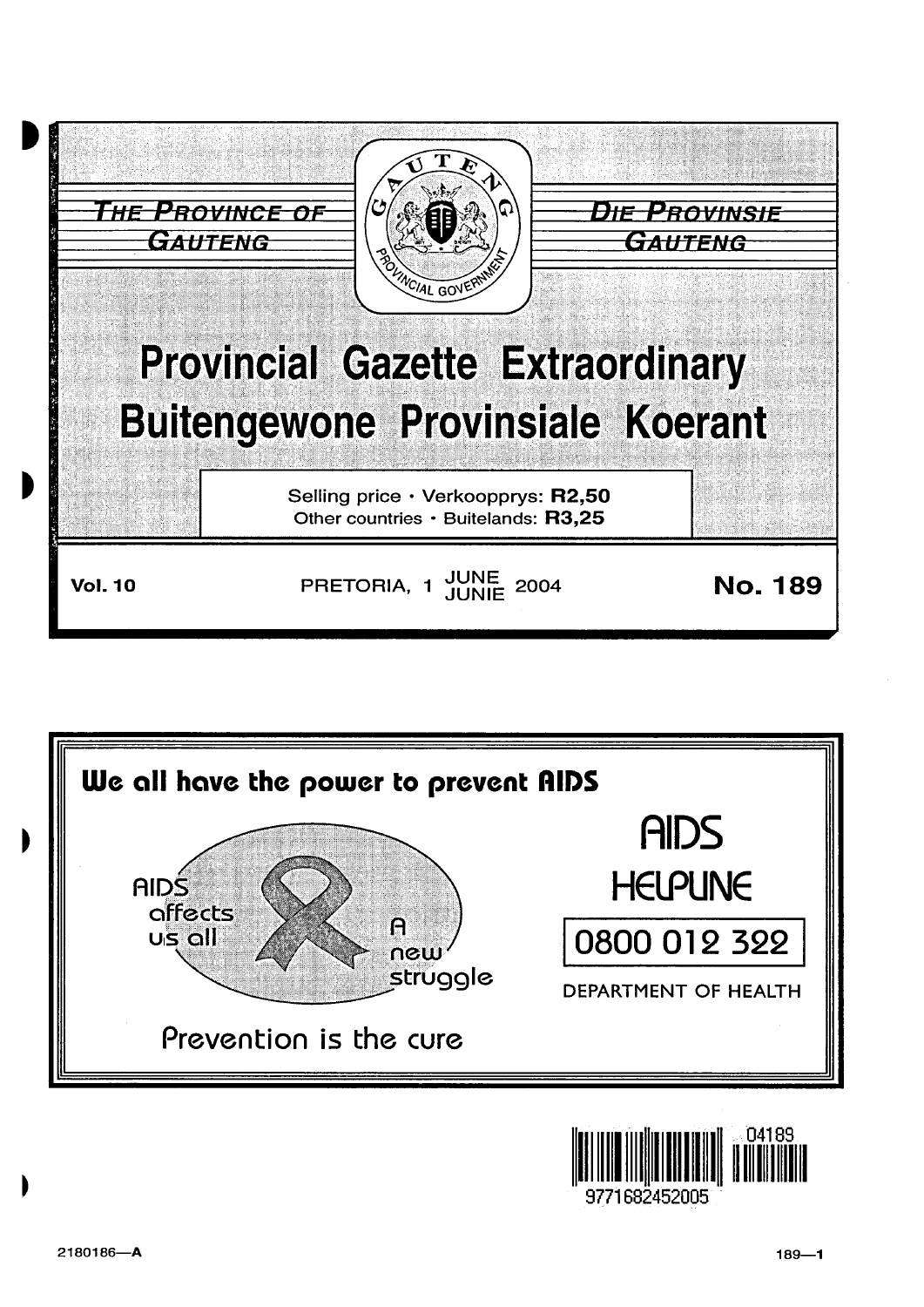THE PROVINCE OF GAUTENG

DIE PROVINSIE GAUTENG

# Provincial Gazette Extraordinary
# Buitengewone Provinsiale Koerant

Selling price · Verkoopprys: **R2,50**
Other countries · Buitelands: **R3,25**

**Vol. 10** PRETORIA, 1 JUNE / JUNIE 2004 **No. 189**

**We all have the power to prevent AIDS**

AIDS affects us all

A new struggle

Prevention is the cure

AIDS HELPLINE

0800 012 322

DEPARTMENT OF HEALTH

9771682452005 04189

2180186—A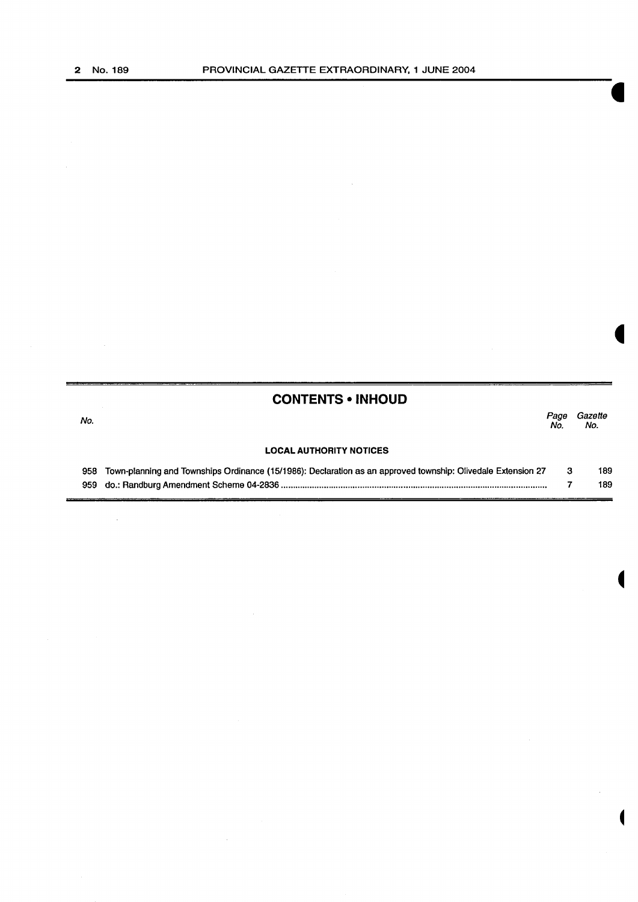## CONTENTS • INHOUD

| No. | | Page No. | Gazette No. |
|---|---|---|---|
| | **LOCAL AUTHORITY NOTICES** | | |
| 958 | Town-planning and Townships Ordinance (15/1986): Declaration as an approved township: Olivedale Extension 27 | 3 | 189 |
| 959 | do.: Randburg Amendment Scheme 04-2836 | 7 | 189 |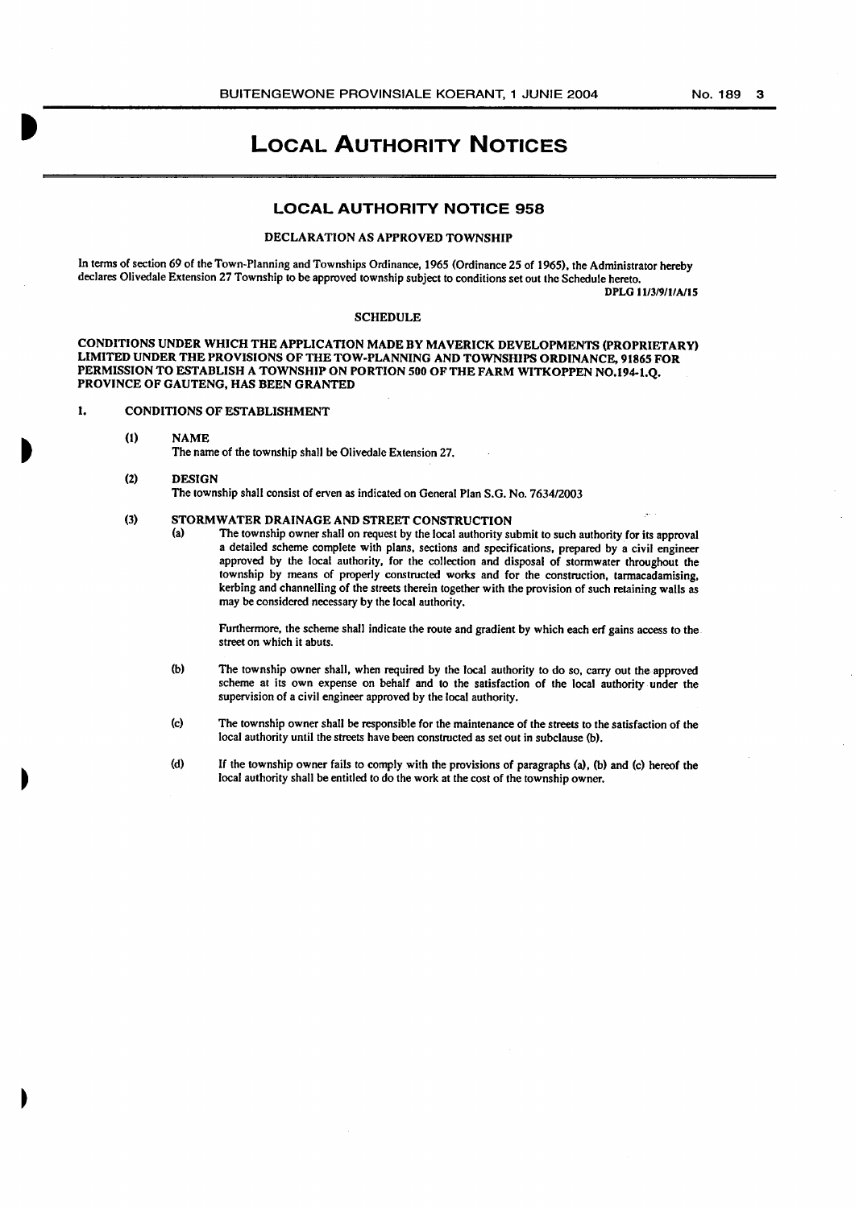# LOCAL AUTHORITY NOTICES

## LOCAL AUTHORITY NOTICE 958

### DECLARATION AS APPROVED TOWNSHIP

In terms of section 69 of the Town-Planning and Townships Ordinance, 1965 (Ordinance 25 of 1965), the Administrator hereby declares Olivedale Extension 27 Township to be approved township subject to conditions set out the Schedule hereto.

**DPLG 11/3/9/1/A/15**

### SCHEDULE

**CONDITIONS UNDER WHICH THE APPLICATION MADE BY MAVERICK DEVELOPMENTS (PROPRIETARY) LIMITED UNDER THE PROVISIONS OF THE TOW-PLANNING AND TOWNSHIPS ORDINANCE, 91865 FOR PERMISSION TO ESTABLISH A TOWNSHIP ON PORTION 500 OF THE FARM WITKOPPEN NO.194-I.Q. PROVINCE OF GAUTENG, HAS BEEN GRANTED**

1. CONDITIONS OF ESTABLISHMENT

   (1) NAME

   The name of the township shall be Olivedale Extension 27.

   (2) DESIGN

   The township shall consist of erven as indicated on General Plan S.G. No. 7634/2003

   (3) STORMWATER DRAINAGE AND STREET CONSTRUCTION

   (a) The township owner shall on request by the local authority submit to such authority for its approval a detailed scheme complete with plans, sections and specifications, prepared by a civil engineer approved by the local authority, for the collection and disposal of stormwater throughout the township by means of properly constructed works and for the construction, tarmacadamising, kerbing and channelling of the streets therein together with the provision of such retaining walls as may be considered necessary by the local authority.

   Furthermore, the scheme shall indicate the route and gradient by which each erf gains access to the street on which it abuts.

   (b) The township owner shall, when required by the local authority to do so, carry out the approved scheme at its own expense on behalf and to the satisfaction of the local authority under the supervision of a civil engineer approved by the local authority.

   (c) The township owner shall be responsible for the maintenance of the streets to the satisfaction of the local authority until the streets have been constructed as set out in subclause (b).

   (d) If the township owner fails to comply with the provisions of paragraphs (a), (b) and (c) hereof the local authority shall be entitled to do the work at the cost of the township owner.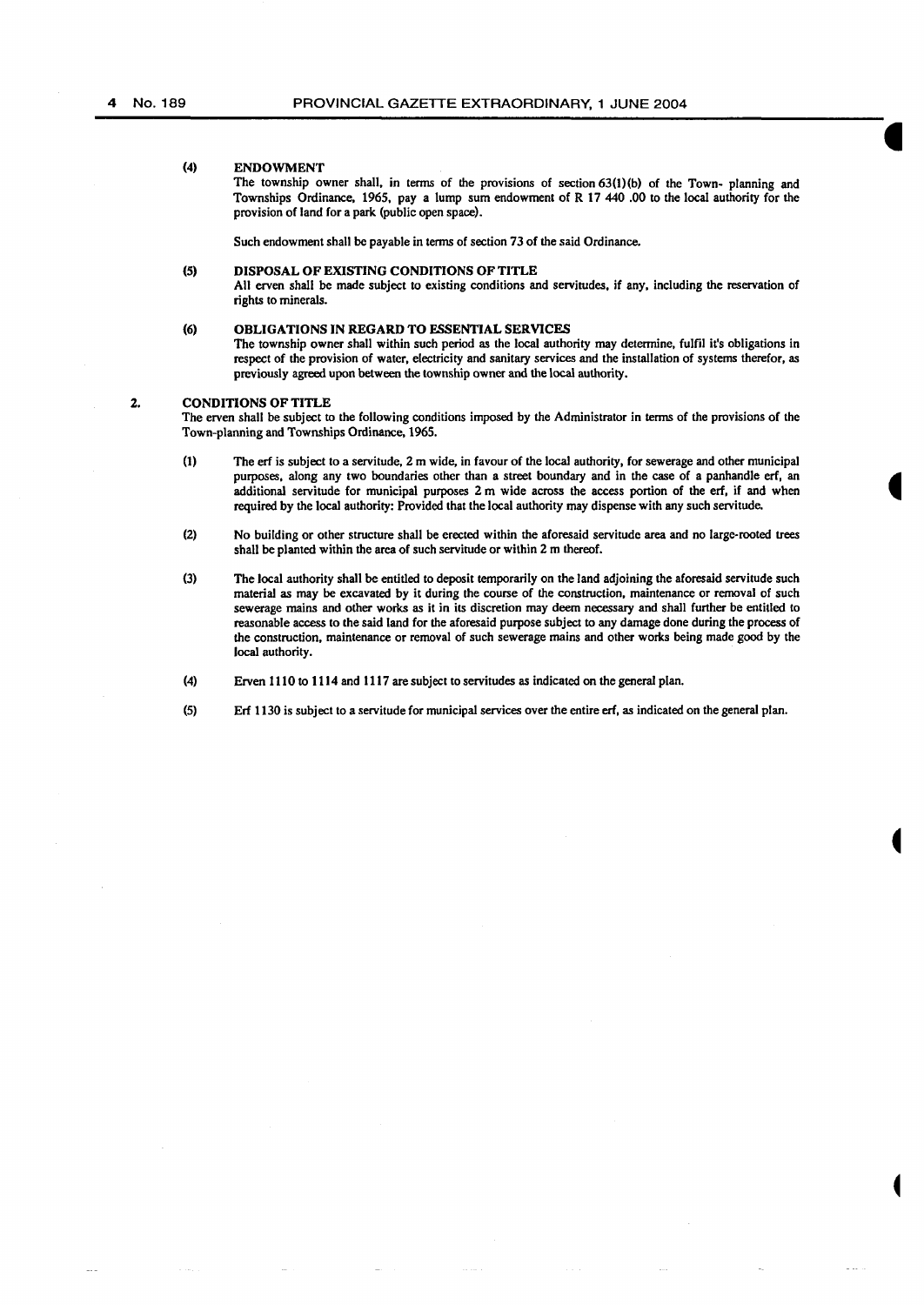(4) **ENDOWMENT**

The township owner shall, in terms of the provisions of section 63(1)(b) of the Town- planning and Townships Ordinance, 1965, pay a lump sum endowment of R 17 440 .00 to the local authority for the provision of land for a park (public open space).

Such endowment shall be payable in terms of section 73 of the said Ordinance.

(5) **DISPOSAL OF EXISTING CONDITIONS OF TITLE**

All erven shall be made subject to existing conditions and servitudes, if any, including the reservation of rights to minerals.

(6) **OBLIGATIONS IN REGARD TO ESSENTIAL SERVICES**

The township owner shall within such period as the local authority may determine, fulfil it's obligations in respect of the provision of water, electricity and sanitary services and the installation of systems therefor, as previously agreed upon between the township owner and the local authority.

2. **CONDITIONS OF TITLE**

The erven shall be subject to the following conditions imposed by the Administrator in terms of the provisions of the Town-planning and Townships Ordinance, 1965.

(1) The erf is subject to a servitude, 2 m wide, in favour of the local authority, for sewerage and other municipal purposes, along any two boundaries other than a street boundary and in the case of a panhandle erf, an additional servitude for municipal purposes 2 m wide across the access portion of the erf, if and when required by the local authority: Provided that the local authority may dispense with any such servitude.

(2) No building or other structure shall be erected within the aforesaid servitude area and no large-rooted trees shall be planted within the area of such servitude or within 2 m thereof.

(3) The local authority shall be entitled to deposit temporarily on the land adjoining the aforesaid servitude such material as may be excavated by it during the course of the construction, maintenance or removal of such sewerage mains and other works as it in its discretion may deem necessary and shall further be entitled to reasonable access to the said land for the aforesaid purpose subject to any damage done during the process of the construction, maintenance or removal of such sewerage mains and other works being made good by the local authority.

(4) Erven 1110 to 1114 and 1117 are subject to servitudes as indicated on the general plan.

(5) Erf 1130 is subject to a servitude for municipal services over the entire erf, as indicated on the general plan.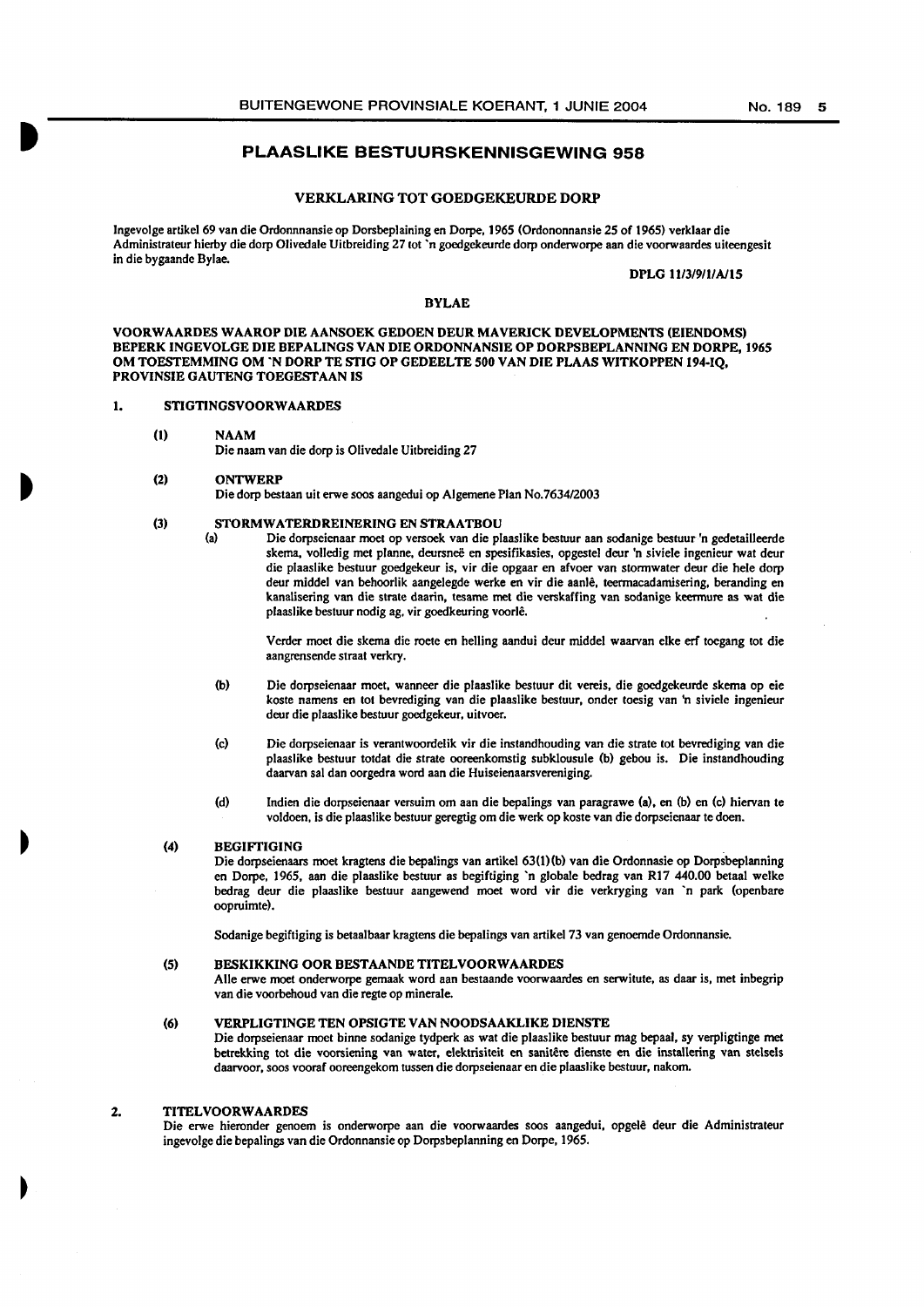# PLAASLIKE BESTUURSKENNISGEWING 958

## VERKLARING TOT GOEDGEKEURDE DORP

Ingevolge artikel 69 van die Ordonnnansie op Dorsbeplaining en Dorpe, 1965 (Ordononnansie 25 of 1965) verklaar die Administrateur hierby die dorp Olivedale Uitbreiding 27 tot 'n goedgekeurde dorp onderworpe aan die voorwaardes uiteengesit in die bygaande Bylae.

**DPLG 11/3/9/1/A/15**

## BYLAE

**VOORWAARDES WAAROP DIE AANSOEK GEDOEN DEUR MAVERICK DEVELOPMENTS (EIENDOMS) BEPERK INGEVOLGE DIE BEPALINGS VAN DIE ORDONNANSIE OP DORPSBEPLANNING EN DORPE, 1965 OM TOESTEMMING OM 'N DORP TE STIG OP GEDEELTE 500 VAN DIE PLAAS WITKOPPEN 194-IQ, PROVINSIE GAUTENG TOEGESTAAN IS**

**1. STIGTINGSVOORWAARDES**

**(1) NAAM**

Die naam van die dorp is Olivedale Uitbreiding 27

**(2) ONTWERP**

Die dorp bestaan uit erwe soos aangedui op Algemene Plan No.7634/2003

**(3) STORMWATERDREINERING EN STRAATBOU**

(a) Die dorpseienaar moet op versoek van die plaaslike bestuur aan sodanige bestuur 'n gedetailleerde skema, volledig met planne, deursneë en spesifikasies, opgestel deur 'n siviele ingenieur wat deur die plaaslike bestuur goedgekeur is, vir die opgaar en afvoer van stormwater deur die hele dorp deur middel van behoorlik aangelegde werke en vir die aanlê, teermacadamisering, beranding en kanalisering van die strate daarin, tesame met die verskaffing van sodanige keermure as wat die plaaslike bestuur nodig ag, vir goedkeuring voorlê.

Verder moet die skema die roete en helling aandui deur middel waarvan elke erf toegang tot die aangrensende straat verkry.

(b) Die dorpseienaar moet, wanneer die plaaslike bestuur dit vereis, die goedgekeurde skema op eie koste namens en tot bevrediging van die plaaslike bestuur, onder toesig van 'n siviele ingenieur deur die plaaslike bestuur goedgekeur, uitvoer.

(c) Die dorpseienaar is verantwoordelik vir die instandhouding van die strate tot bevrediging van die plaaslike bestuur totdat die strate ooreenkomstig subklousule (b) gebou is. Die instandhouding daarvan sal dan oorgedra word aan die Huiseienaarsvereniging.

(d) Indien die dorpseienaar versuim om aan die bepalings van paragrawe (a), en (b) en (c) hiervan te voldoen, is die plaaslike bestuur geregtig om die werk op koste van die dorpseienaar te doen.

**(4) BEGIFTIGING**

Die dorpseienaars moet kragtens die bepalings van artikel 63(1)(b) van die Ordonnasie op Dorpsbeplanning en Dorpe, 1965, aan die plaaslike bestuur as begiftiging 'n globale bedrag van R17 440.00 betaal welke bedrag deur die plaaslike bestuur aangewend moet word vir die verkryging van 'n park (openbare oopruimte).

Sodanige begiftiging is betaalbaar kragtens die bepalings van artikel 73 van genoemde Ordonnansie.

**(5) BESKIKKING OOR BESTAANDE TITELVOORWAARDES**

Alle erwe moet onderworpe gemaak word aan bestaande voorwaardes en serwitute, as daar is, met inbegrip van die voorbehoud van die regte op minerale.

**(6) VERPLIGTINGE TEN OPSIGTE VAN NOODSAAKLIKE DIENSTE**

Die dorpseienaar moet binne sodanige tydperk as wat die plaaslike bestuur mag bepaal, sy verpligtinge met betrekking tot die voorsiening van water, elektrisiteit en sanitêre dienste en die installering van stelsels daarvoor, soos vooraf ooreengekom tussen die dorpseienaar en die plaaslike bestuur, nakom.

**2. TITELVOORWAARDES**

Die erwe hieronder genoem is onderworpe aan die voorwaardes soos aangedui, opgelê deur die Administrateur ingevolge die bepalings van die Ordonnansie op Dorpsbeplanning en Dorpe, 1965.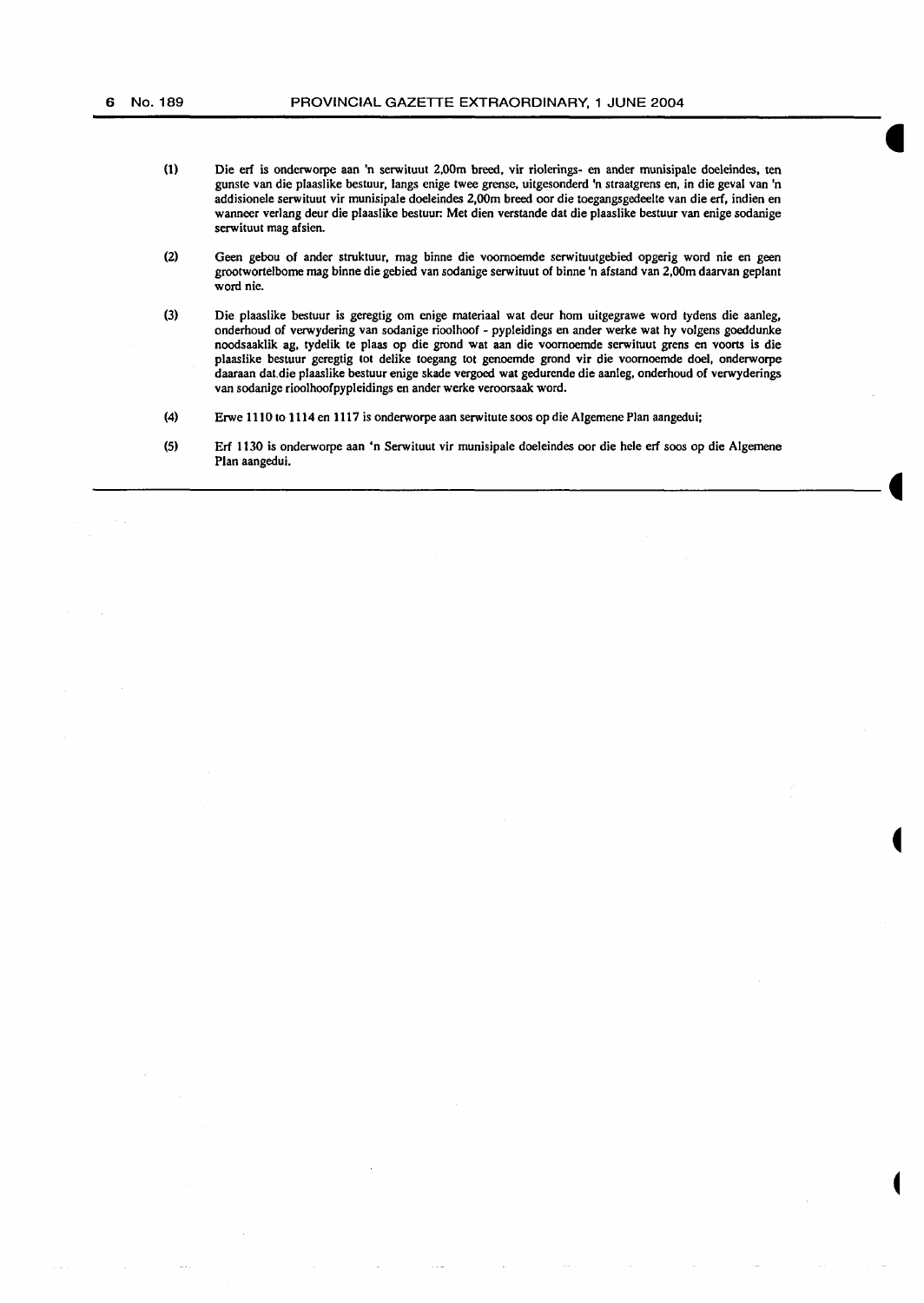(1) Die erf is onderworpe aan 'n serwituut 2,00m breed, vir riolerings- en ander munisipale doeleindes, ten gunste van die plaaslike bestuur, langs enige twee grense, uitgesonderd 'n straatgrens en, in die geval van 'n addisionele serwituut vir munisipale doeleindes 2,00m breed oor die toegangsgedeelte van die erf, indien en wanneer verlang deur die plaaslike bestuur: Met dien verstande dat die plaaslike bestuur van enige sodanige serwituut mag afsien.

(2) Geen gebou of ander struktuur, mag binne die voornoemde serwituutgebied opgerig word nie en geen grootwortelbome mag binne die gebied van sodanige serwituut of binne 'n afstand van 2,00m daarvan geplant word nie.

(3) Die plaaslike bestuur is geregtig om enige materiaal wat deur hom uitgegrawe word tydens die aanleg, onderhoud of verwydering van sodanige rioolhoof - pypleidings en ander werke wat hy volgens goeddunke noodsaaklik ag, tydelik te plaas op die grond wat aan die voornoemde serwituut grens en voorts is die plaaslike bestuur geregtig tot delike toegang tot genoemde grond vir die voornoemde doel, onderworpe daaraan dat die plaaslike bestuur enige skade vergoed wat gedurende die aanleg, onderhoud of verwyderings van sodanige rioolhoofpypleidings en ander werke veroorsaak word.

(4) Erwe 1110 to 1114 en 1117 is onderworpe aan serwitute soos op die Algemene Plan aangedui;

(5) Erf 1130 is onderworpe aan 'n Serwituut vir munisipale doeleindes oor die hele erf soos op die Algemene Plan aangedui.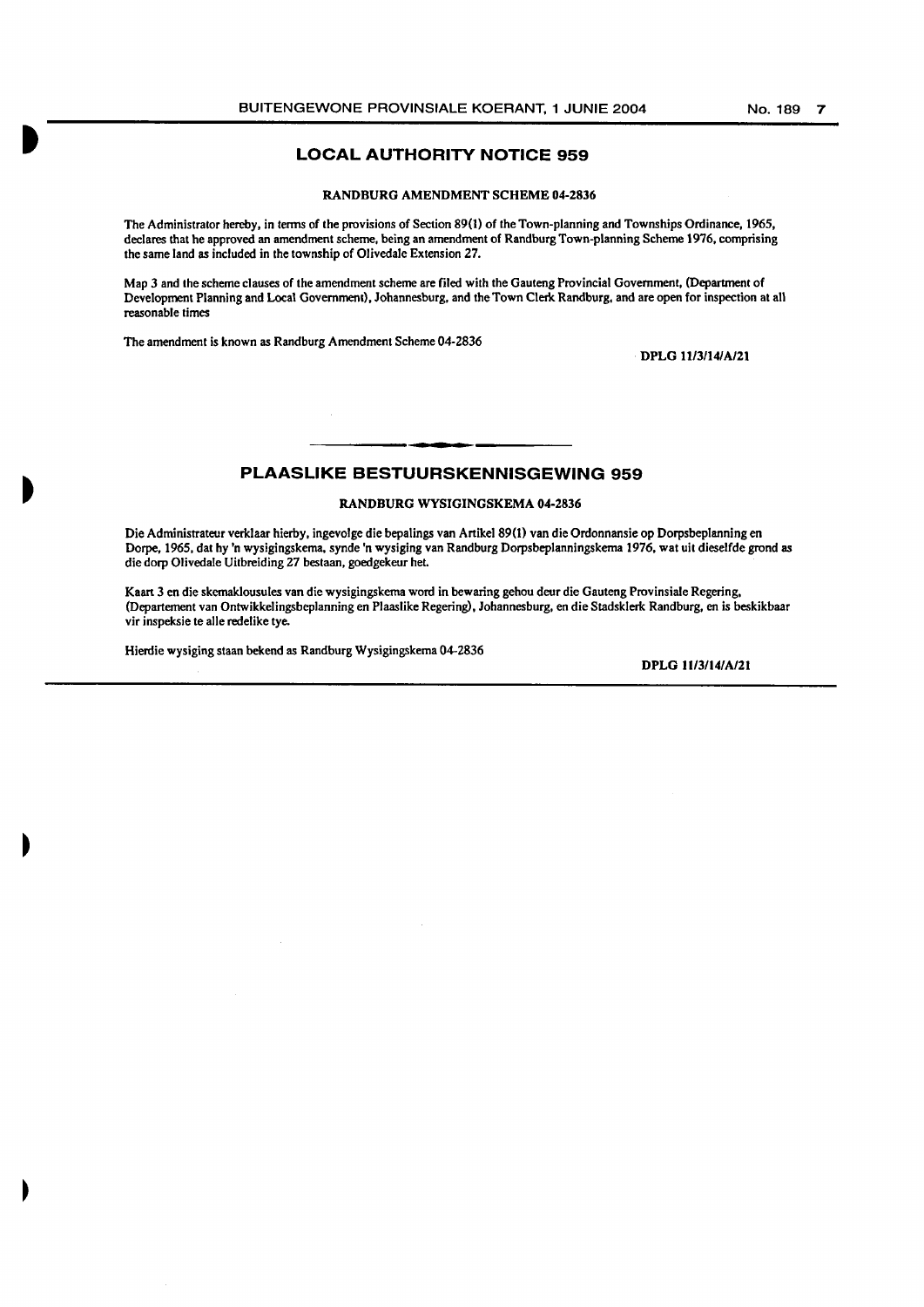## LOCAL AUTHORITY NOTICE 959

### RANDBURG AMENDMENT SCHEME 04-2836

The Administrator hereby, in terms of the provisions of Section 89(1) of the Town-planning and Townships Ordinance, 1965, declares that he approved an amendment scheme, being an amendment of Randburg Town-planning Scheme 1976, comprising the same land as included in the township of Olivedale Extension 27.

Map 3 and the scheme clauses of the amendment scheme are filed with the Gauteng Provincial Government, (Department of Development Planning and Local Government), Johannesburg, and the Town Clerk Randburg, and are open for inspection at all reasonable times

The amendment is known as Randburg Amendment Scheme 04-2836

**DPLG 11/3/14/A/21**

---

## PLAASLIKE BESTUURSKENNISGEWING 959

### RANDBURG WYSIGINGSKEMA 04-2836

Die Administrateur verklaar hierby, ingevolge die bepalings van Artikel 89(1) van die Ordonnansie op Dorpsbeplanning en Dorpe, 1965, dat hy 'n wysigingskema, synde 'n wysiging van Randburg Dorpsbeplanningskema 1976, wat uit dieselfde grond as die dorp Olivedale Uitbreiding 27 bestaan, goedgekeur het.

Kaart 3 en die skemaklousules van die wysigingskema word in bewaring gehou deur die Gauteng Provinsiale Regering, (Departement van Ontwikkelingsbeplanning en Plaaslike Regering), Johannesburg, en die Stadsklerk Randburg, en is beskikbaar vir inspeksie te alle redelike tye.

Hierdie wysiging staan bekend as Randburg Wysigingskema 04-2836

**DPLG 11/3/14/A/21**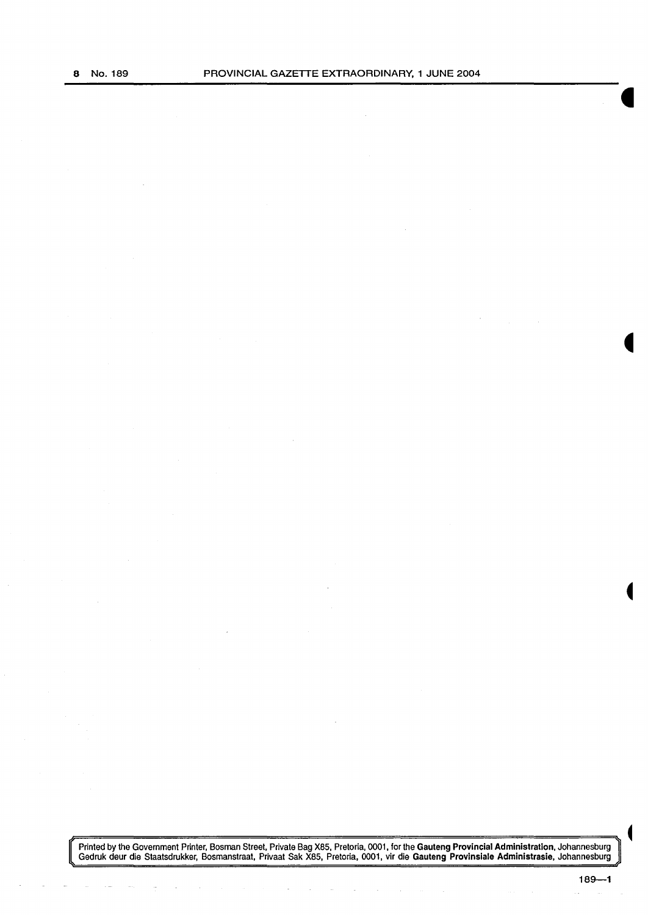Printed by the Government Printer, Bosman Street, Private Bag X85, Pretoria, 0001, for the **Gauteng Provincial Administration**, Johannesburg
Gedruk deur die Staatsdrukker, Bosmanstraat, Privaat Sak X85, Pretoria, 0001, vir die **Gauteng Provinsiale Administrasie**, Johannesburg

189—1